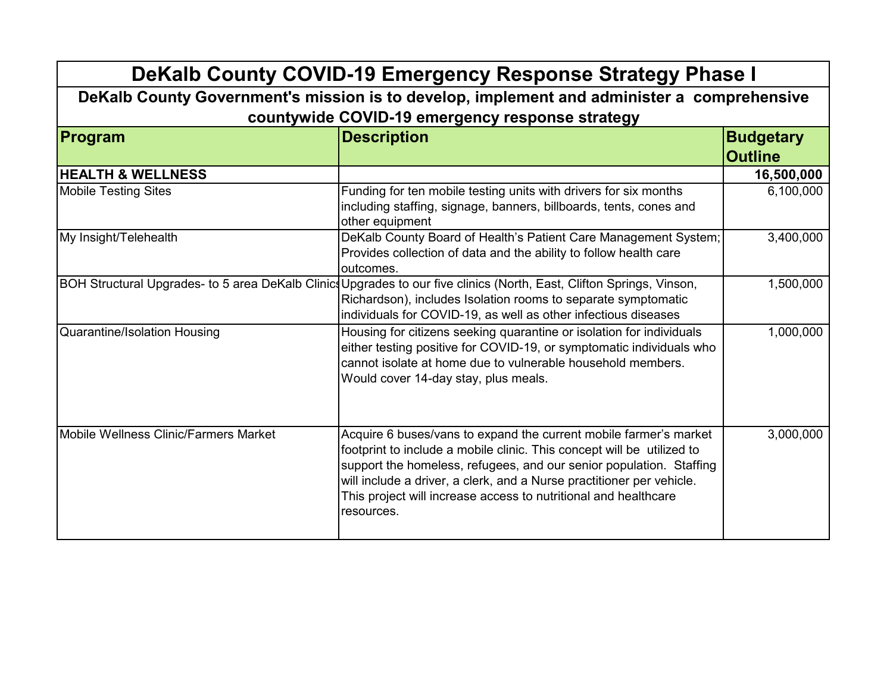# DeKalb County COVID-19 Emergency Response Strategy Phase I

**DeKalb County Government's mission is to develop, implement and administer a comprehensive countywide COVID-19 emergency response strategy**

| Program | Description | Budgetary Outline |
|---|---|---|
| **HEALTH & WELLNESS** | | **16,500,000** |
| Mobile Testing Sites | Funding for ten mobile testing units with drivers for six months including staffing, signage, banners, billboards, tents, cones and other equipment | 6,100,000 |
| My Insight/Telehealth | DeKalb County Board of Health's Patient Care Management System; Provides collection of data and the ability to follow health care outcomes. | 3,400,000 |
| BOH Structural Upgrades- to 5 area DeKalb Clinics | Upgrades to our five clinics (North, East, Clifton Springs, Vinson, Richardson), includes Isolation rooms to separate symptomatic individuals for COVID-19, as well as other infectious diseases | 1,500,000 |
| Quarantine/Isolation Housing | Housing for citizens seeking quarantine or isolation for individuals either testing positive for COVID-19, or symptomatic individuals who cannot isolate at home due to vulnerable household members. Would cover 14-day stay, plus meals. | 1,000,000 |
| Mobile Wellness Clinic/Farmers Market | Acquire 6 buses/vans to expand the current mobile farmer's market footprint to include a mobile clinic. This concept will be utilized to support the homeless, refugees, and our senior population. Staffing will include a driver, a clerk, and a Nurse practitioner per vehicle. This project will increase access to nutritional and healthcare resources. | 3,000,000 |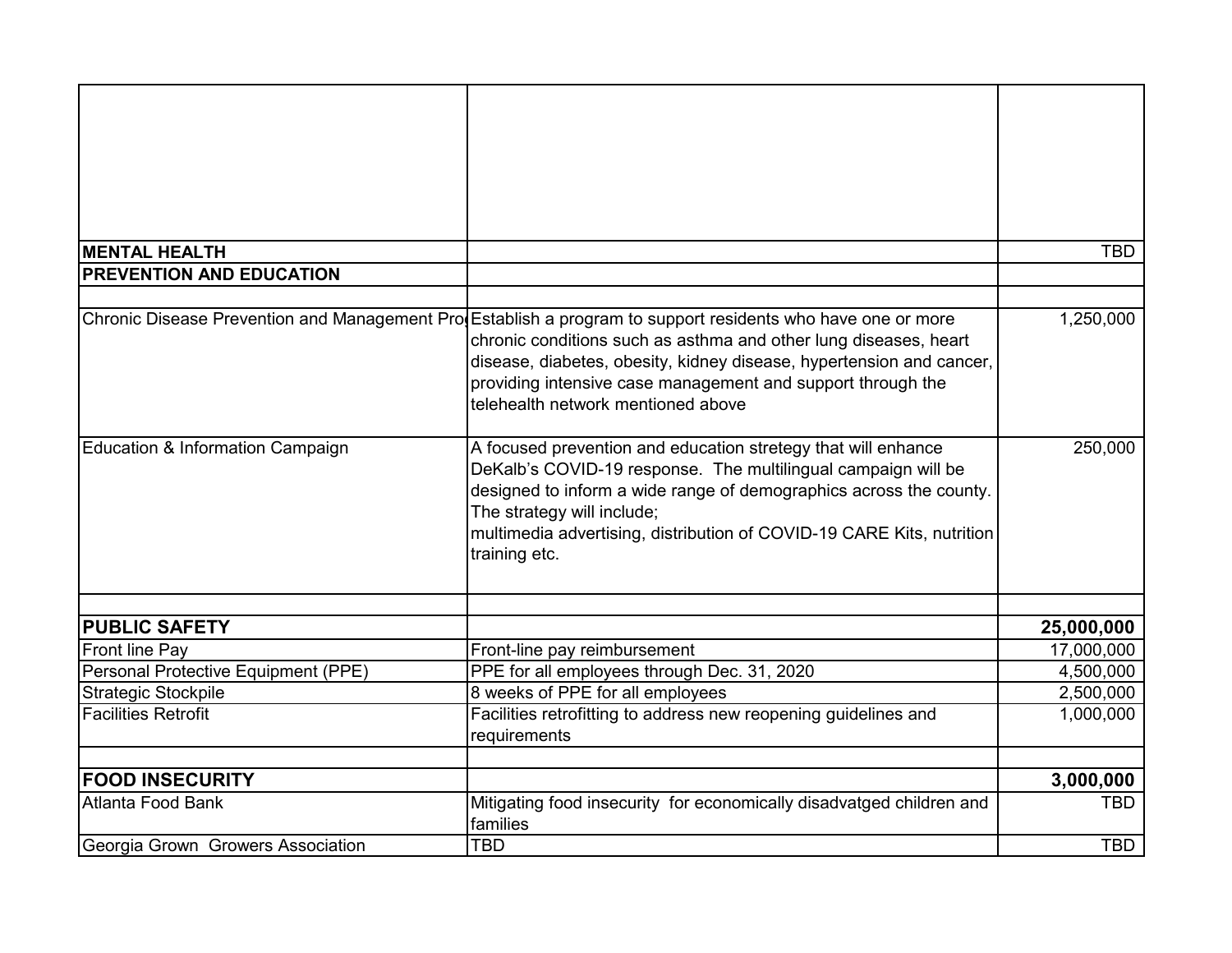| | | |
|---|---|---|
| **MENTAL HEALTH** | | TBD |
| **PREVENTION AND EDUCATION** | | |
| | | |
| Chronic Disease Prevention and Management Pro | Establish a program to support residents who have one or more chronic conditions such as asthma and other lung diseases, heart disease, diabetes, obesity, kidney disease, hypertension and cancer, providing intensive case management and support through the telehealth network mentioned above | 1,250,000 |
| Education & Information Campaign | A focused prevention and education stretegy that will enhance DeKalb's COVID-19 response. The multilingual campaign will be designed to inform a wide range of demographics across the county. The strategy will include; multimedia advertising, distribution of COVID-19 CARE Kits, nutrition training etc. | 250,000 |
| | | |
| **PUBLIC SAFETY** | | **25,000,000** |
| Front line Pay | Front-line pay reimbursement | 17,000,000 |
| Personal Protective Equipment (PPE) | PPE for all employees through Dec. 31, 2020 | 4,500,000 |
| Strategic Stockpile | 8 weeks of PPE for all employees | 2,500,000 |
| Facilities Retrofit | Facilities retrofitting to address new reopening guidelines and requirements | 1,000,000 |
| | | |
| **FOOD INSECURITY** | | **3,000,000** |
| Atlanta Food Bank | Mitigating food insecurity for economically disadvatged children and families | TBD |
| Georgia Grown Growers Association | TBD | TBD |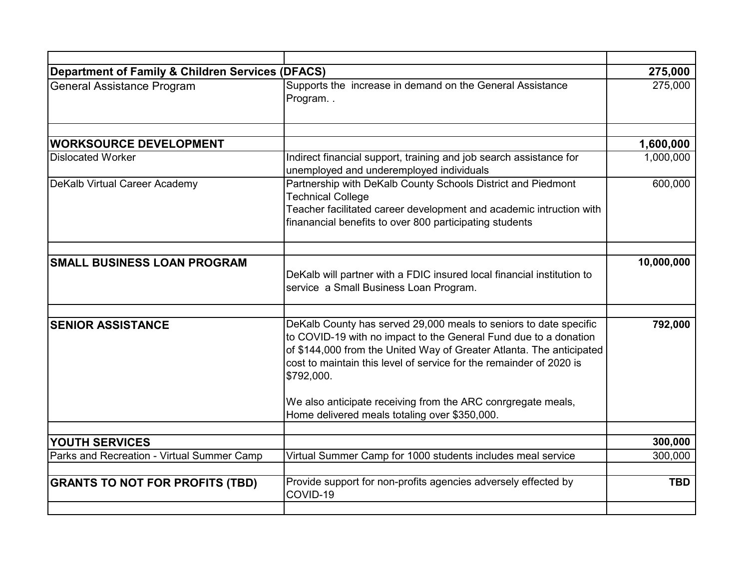| | | |
|---|---|---|
| **Department of Family & Children Services (DFACS)** | | **275,000** |
| General Assistance Program | Supports the increase in demand on the General Assistance Program. . | 275,000 |
| | | |
| **WORKSOURCE DEVELOPMENT** | | **1,600,000** |
| Dislocated Worker | Indirect financial support, training and job search assistance for unemployed and underemployed individuals | 1,000,000 |
| DeKalb Virtual Career Academy | Partnership with DeKalb County Schools District and Piedmont Technical College<br>Teacher facilitated career development and academic intruction with finanancial benefits to over 800 participating students | 600,000 |
| | | |
| **SMALL BUSINESS LOAN PROGRAM** | DeKalb will partner with a FDIC insured local financial institution to service a Small Business Loan Program. | **10,000,000** |
| | | |
| **SENIOR ASSISTANCE** | DeKalb County has served 29,000 meals to seniors to date specific to COVID-19 with no impact to the General Fund due to a donation of $144,000 from the United Way of Greater Atlanta. The anticipated cost to maintain this level of service for the remainder of 2020 is $792,000.<br><br>We also anticipate receiving from the ARC conrgregate meals, Home delivered meals totaling over $350,000. | **792,000** |
| | | |
| **YOUTH SERVICES** | | **300,000** |
| Parks and Recreation - Virtual Summer Camp | Virtual Summer Camp for 1000 students includes meal service | 300,000 |
| | | |
| **GRANTS TO NOT FOR PROFITS (TBD)** | Provide support for non-profits agencies adversely effected by COVID-19 | **TBD** |
| | | |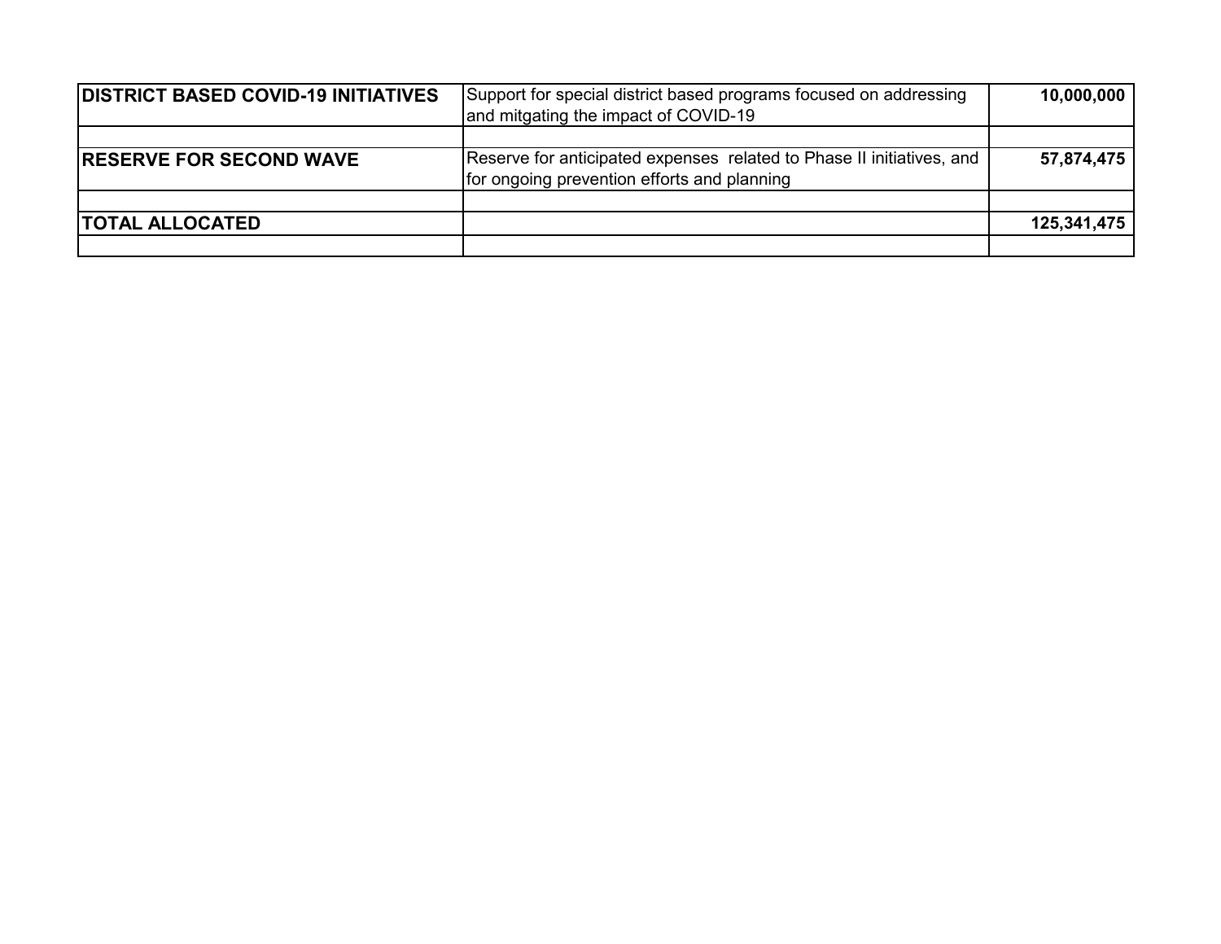| | | |
|---|---|---|
| **DISTRICT BASED COVID-19 INITIATIVES** | Support for special district based programs focused on addressing and mitgating the impact of COVID-19 | **10,000,000** |
| | | |
| **RESERVE FOR SECOND WAVE** | Reserve for anticipated expenses related to Phase II initiatives, and for ongoing prevention efforts and planning | **57,874,475** |
| | | |
| **TOTAL ALLOCATED** | | **125,341,475** |
| | | |